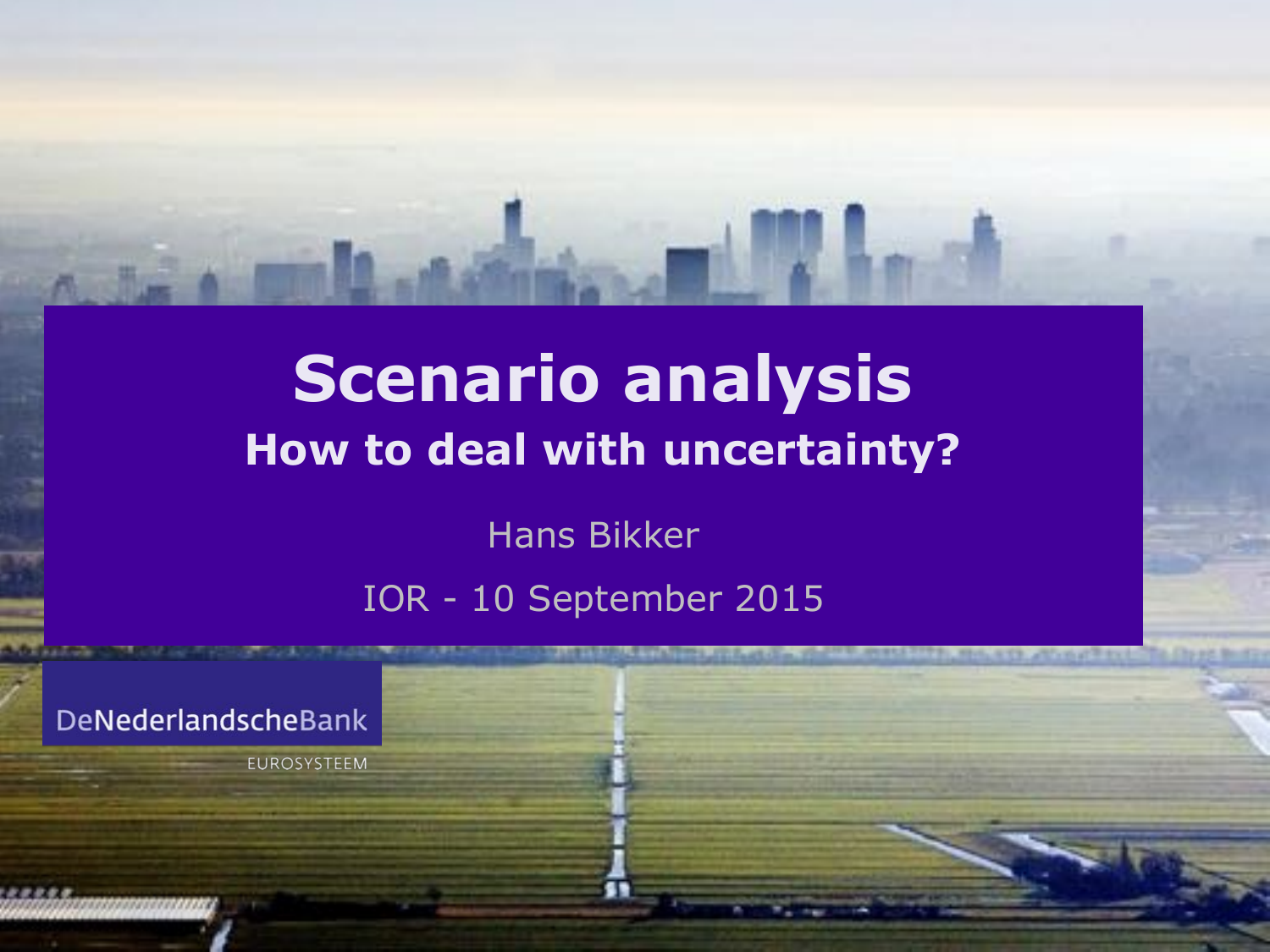# Scenario analysis

## How to deal with uncertainty?

Hans Bikker

IOR - 10 September 2015

DeNederlandscheBank

EUROSYSTEEM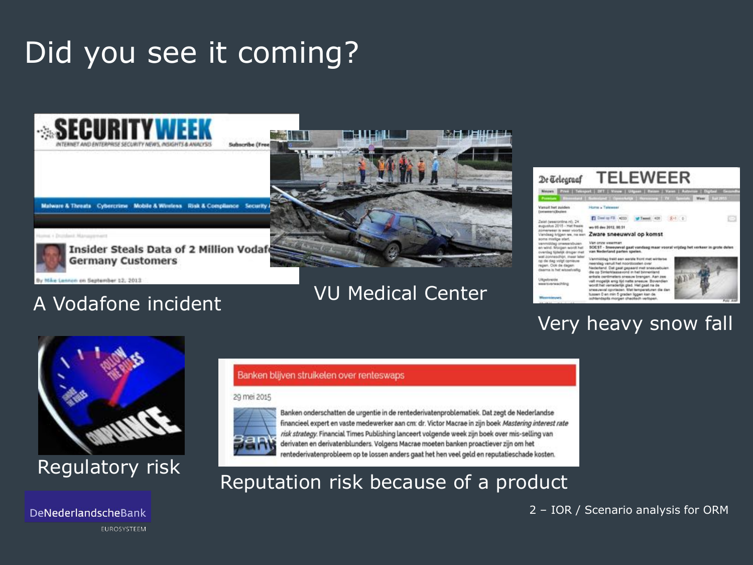# Did you see it coming?

A Vodafone incident

VU Medical Center

Very heavy snow fall

Regulatory risk

Reputation risk because of a product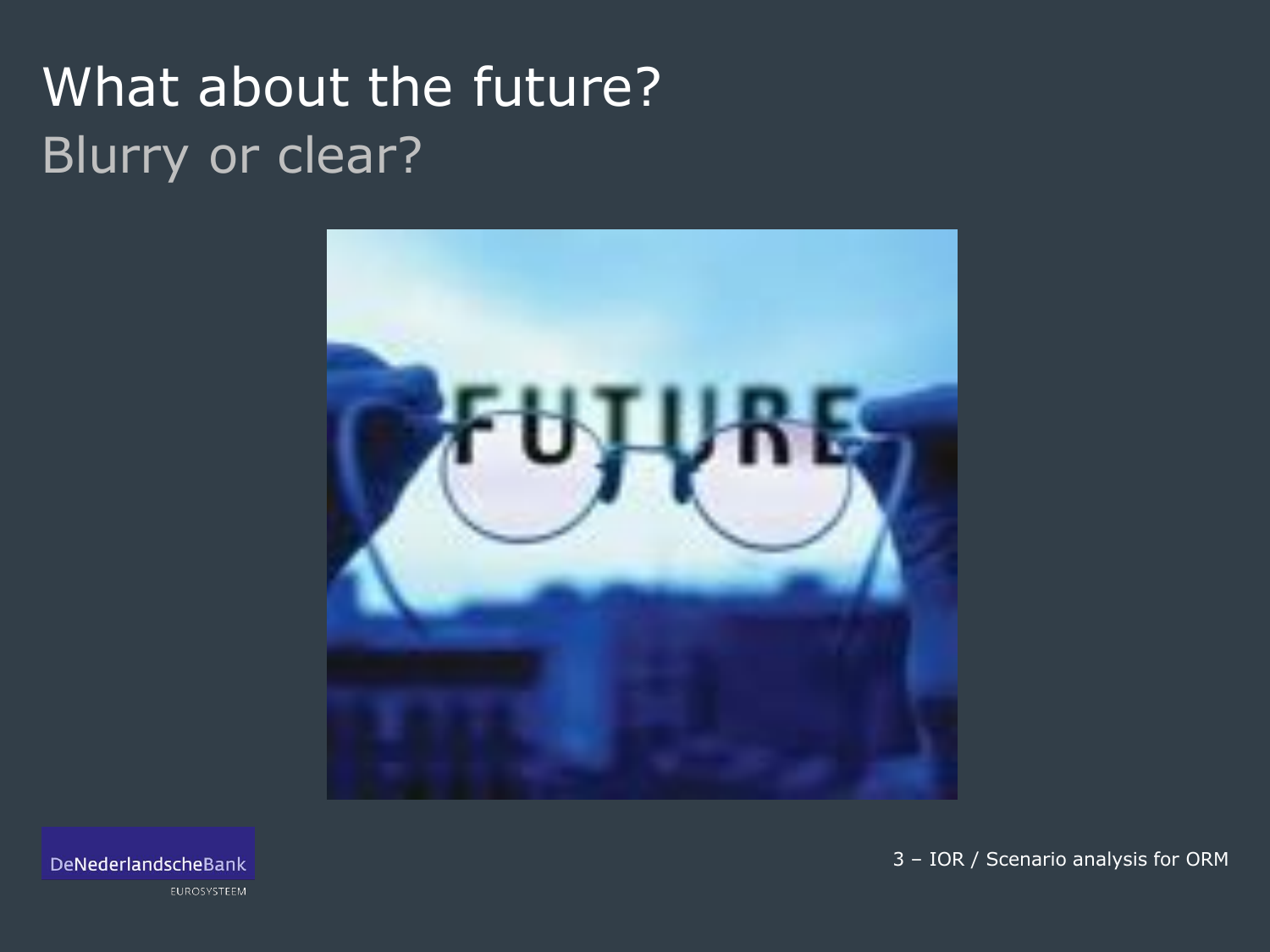# What about the future?

## Blurry or clear?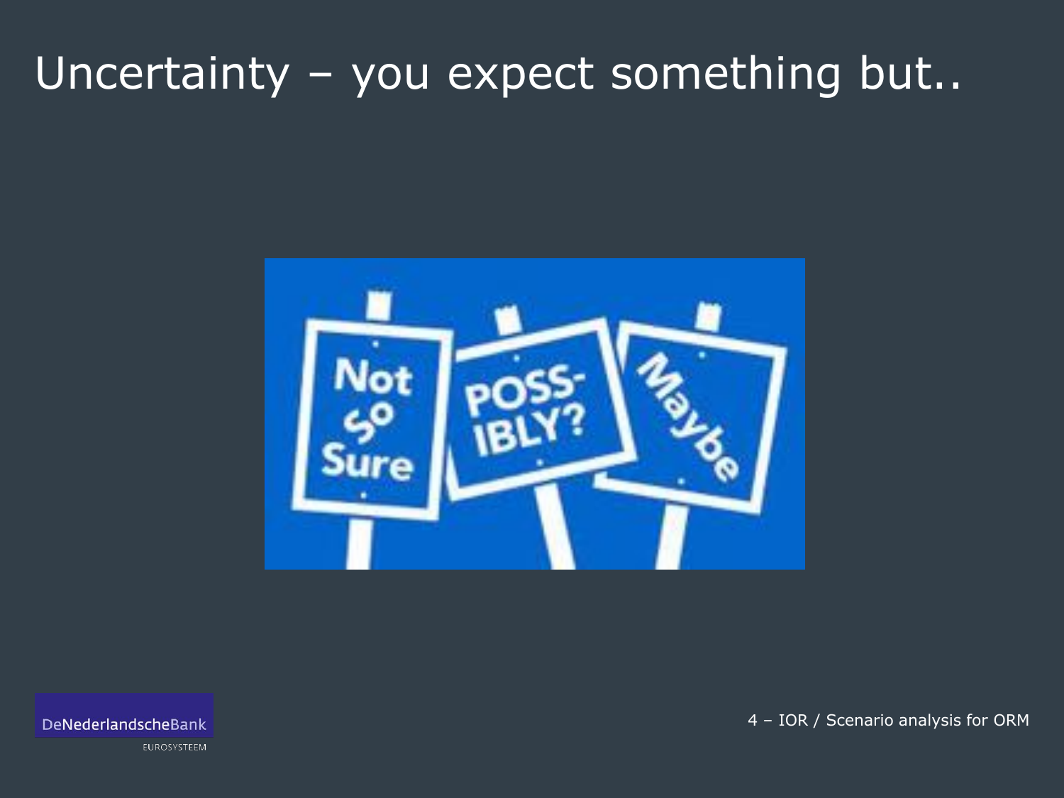# Uncertainty – you expect something but..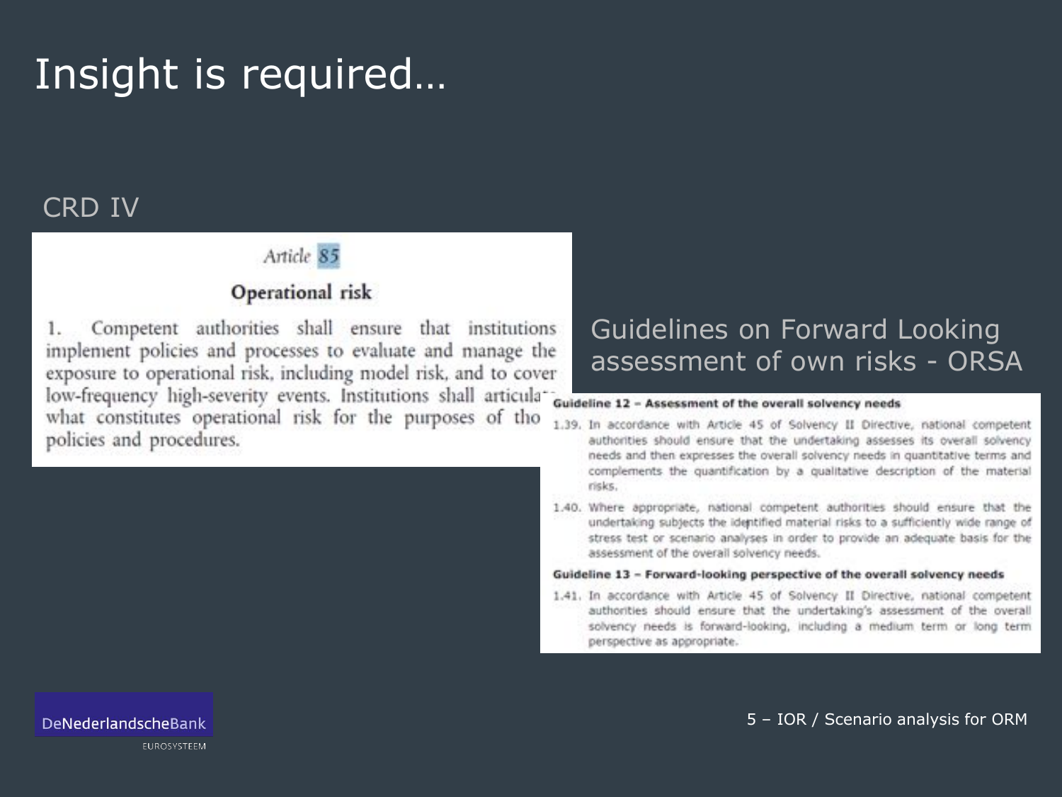# Insight is required…

## CRD IV

*Article 85*

**Operational risk**

1. Competent authorities shall ensure that institutions implement policies and processes to evaluate and manage the exposure to operational risk, including model risk, and to cover low-frequency high-severity events. Institutions shall articulate what constitutes operational risk for the purposes of those policies and procedures.

## Guidelines on Forward Looking assessment of own risks - ORSA

**Guideline 12 – Assessment of the overall solvency needs**

1.39. In accordance with Article 45 of Solvency II Directive, national competent authorities should ensure that the undertaking assesses its overall solvency needs and then expresses the overall solvency needs in quantitative terms and complements the quantification by a qualitative description of the material risks.

1.40. Where appropriate, national competent authorities should ensure that the undertaking subjects the identified material risks to a sufficiently wide range of stress test or scenario analyses in order to provide an adequate basis for the assessment of the overall solvency needs.

**Guideline 13 – Forward-looking perspective of the overall solvency needs**

1.41. In accordance with Article 45 of Solvency II Directive, national competent authorities should ensure that the undertaking's assessment of the overall solvency needs is forward-looking, including a medium term or long term perspective as appropriate.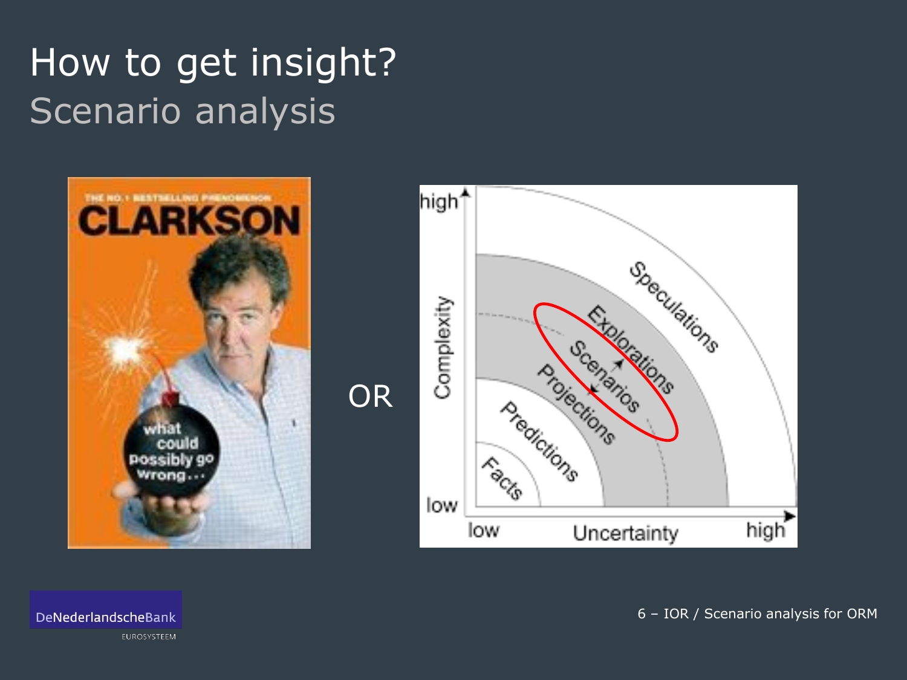# How to get insight?

## Scenario analysis

OR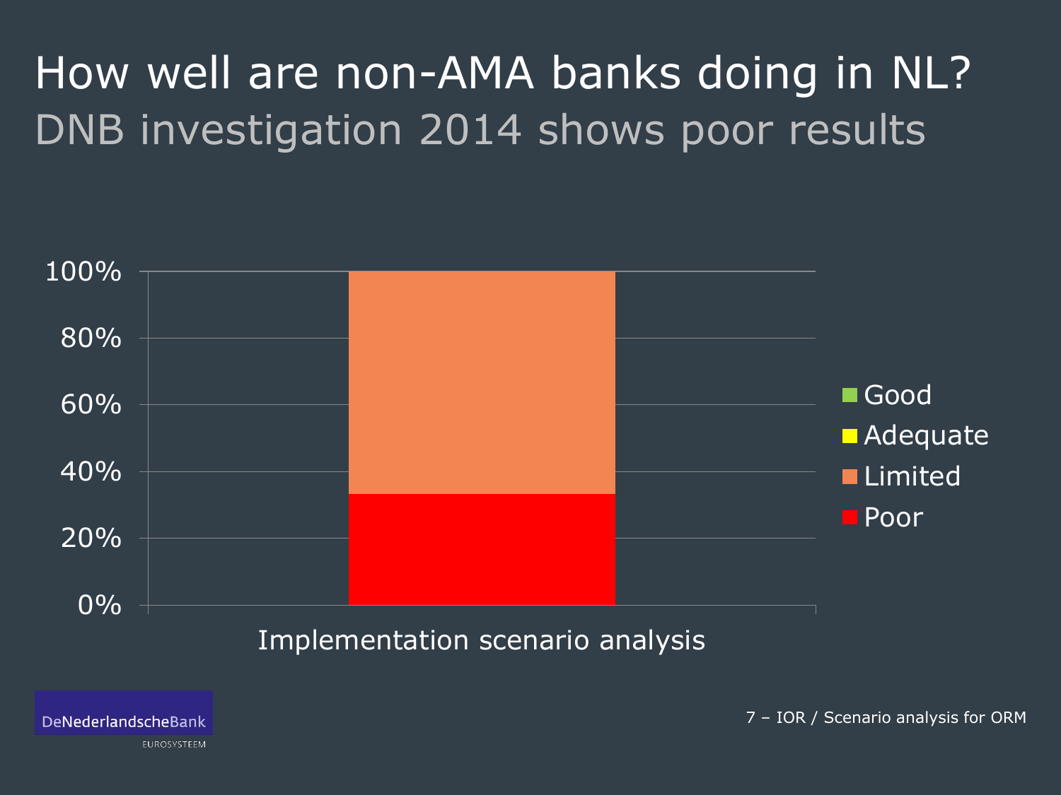# How well are non-AMA banks doing in NL?

## DNB investigation 2014 shows poor results

100%
80%
60%
40%
20%
0%

Implementation scenario analysis

- Good
- Adequate
- Limited
- Poor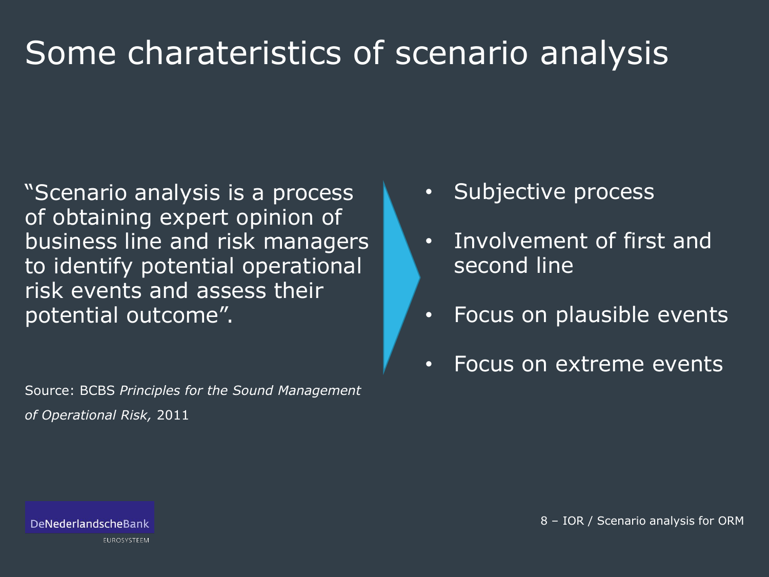# Some charateristics of scenario analysis

"Scenario analysis is a process of obtaining expert opinion of business line and risk managers to identify potential operational risk events and assess their potential outcome".

Source: BCBS *Principles for the Sound Management of Operational Risk,* 2011

- Subjective process
- Involvement of first and second line
- Focus on plausible events
- Focus on extreme events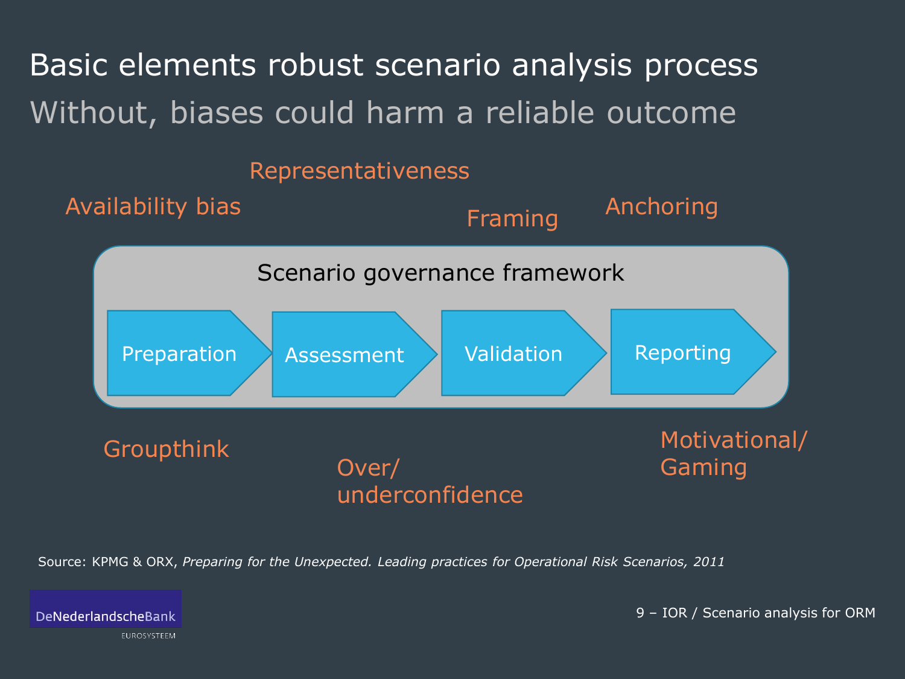# Basic elements robust scenario analysis process

## Without, biases could harm a reliable outcome

Availability bias

Representativeness

Framing

Anchoring

**Scenario governance framework**

Preparation → Assessment → Validation → Reporting

Groupthink

Over/ underconfidence

Motivational/ Gaming

Source: KPMG & ORX, *Preparing for the Unexpected. Leading practices for Operational Risk Scenarios, 2011*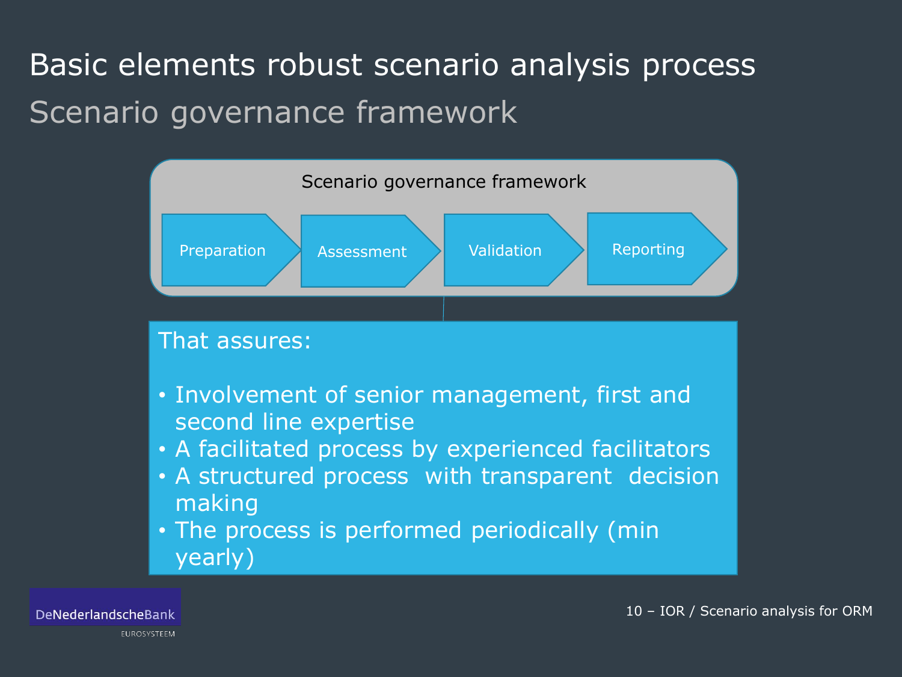# Basic elements robust scenario analysis process

## Scenario governance framework

**Scenario governance framework**

Preparation → Assessment → Validation → Reporting

That assures:

- Involvement of senior management, first and second line expertise
- A facilitated process by experienced facilitators
- A structured process with transparent decision making
- The process is performed periodically (min yearly)

DeNederlandscheBank

EUROSYSTEEM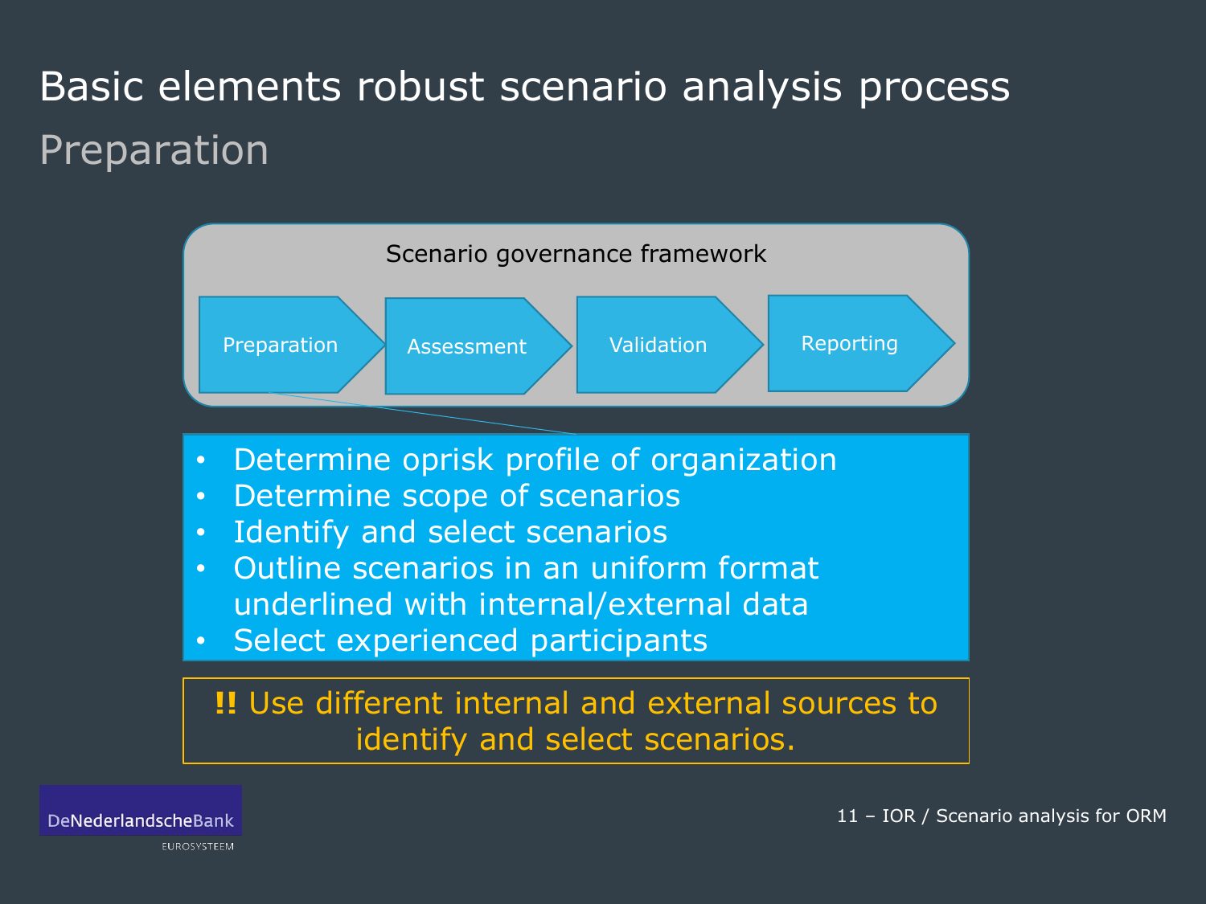# Basic elements robust scenario analysis process

## Preparation

Scenario governance framework

Preparation → Assessment → Validation → Reporting

- Determine oprisk profile of organization
- Determine scope of scenarios
- Identify and select scenarios
- Outline scenarios in an uniform format underlined with internal/external data
- Select experienced participants

**!!** Use different internal and external sources to identify and select scenarios.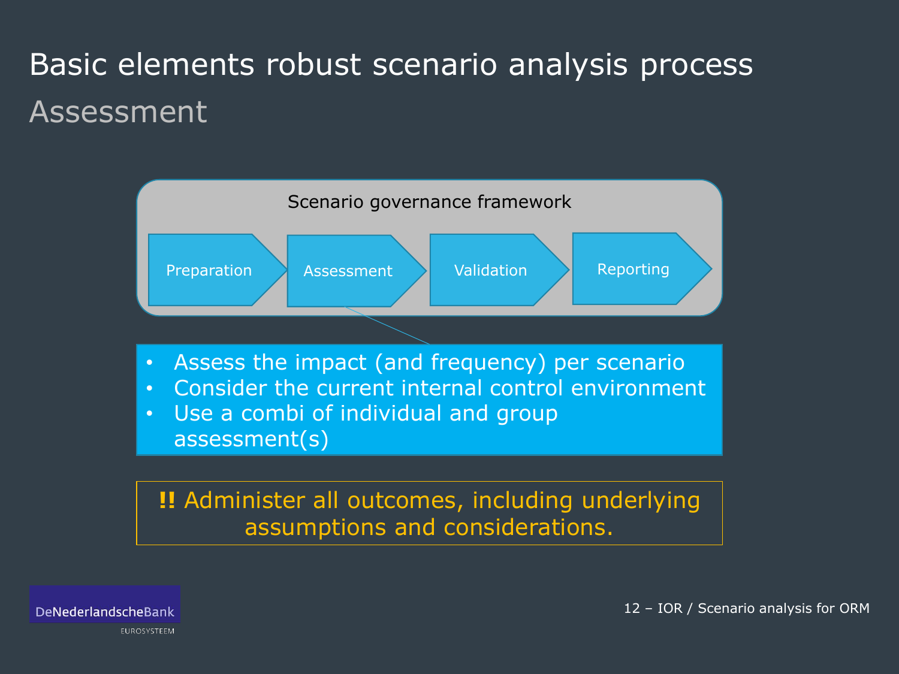# Basic elements robust scenario analysis process

## Assessment

Scenario governance framework

Preparation → Assessment → Validation → Reporting

- Assess the impact (and frequency) per scenario
- Consider the current internal control environment
- Use a combi of individual and group assessment(s)

**!!** Administer all outcomes, including underlying assumptions and considerations.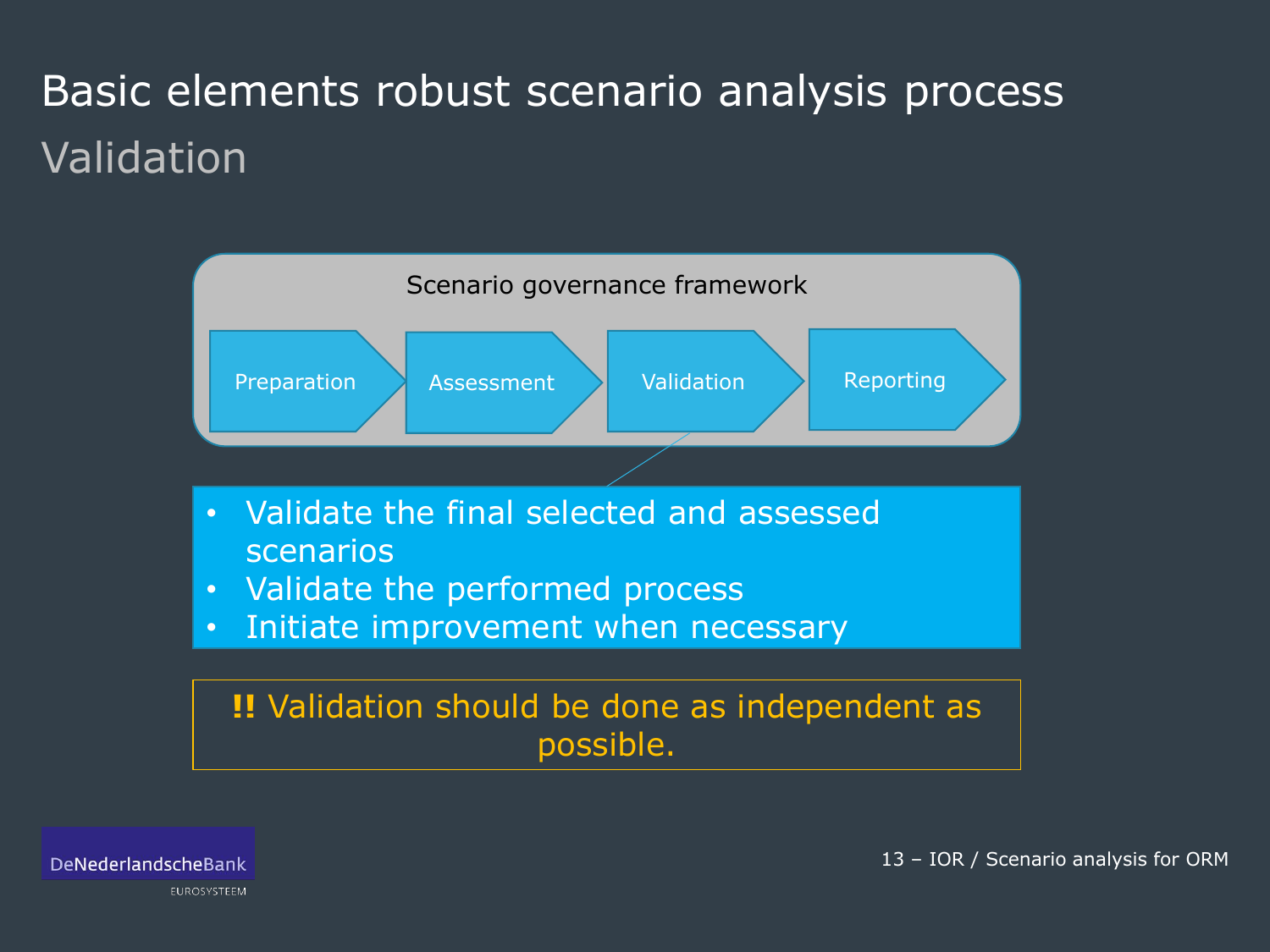# Basic elements robust scenario analysis process

## Validation

Scenario governance framework

Preparation → Assessment → Validation → Reporting

- Validate the final selected and assessed scenarios
- Validate the performed process
- Initiate improvement when necessary

**!!** Validation should be done as independent as possible.

DeNederlandscheBank

EUROSYSTEEM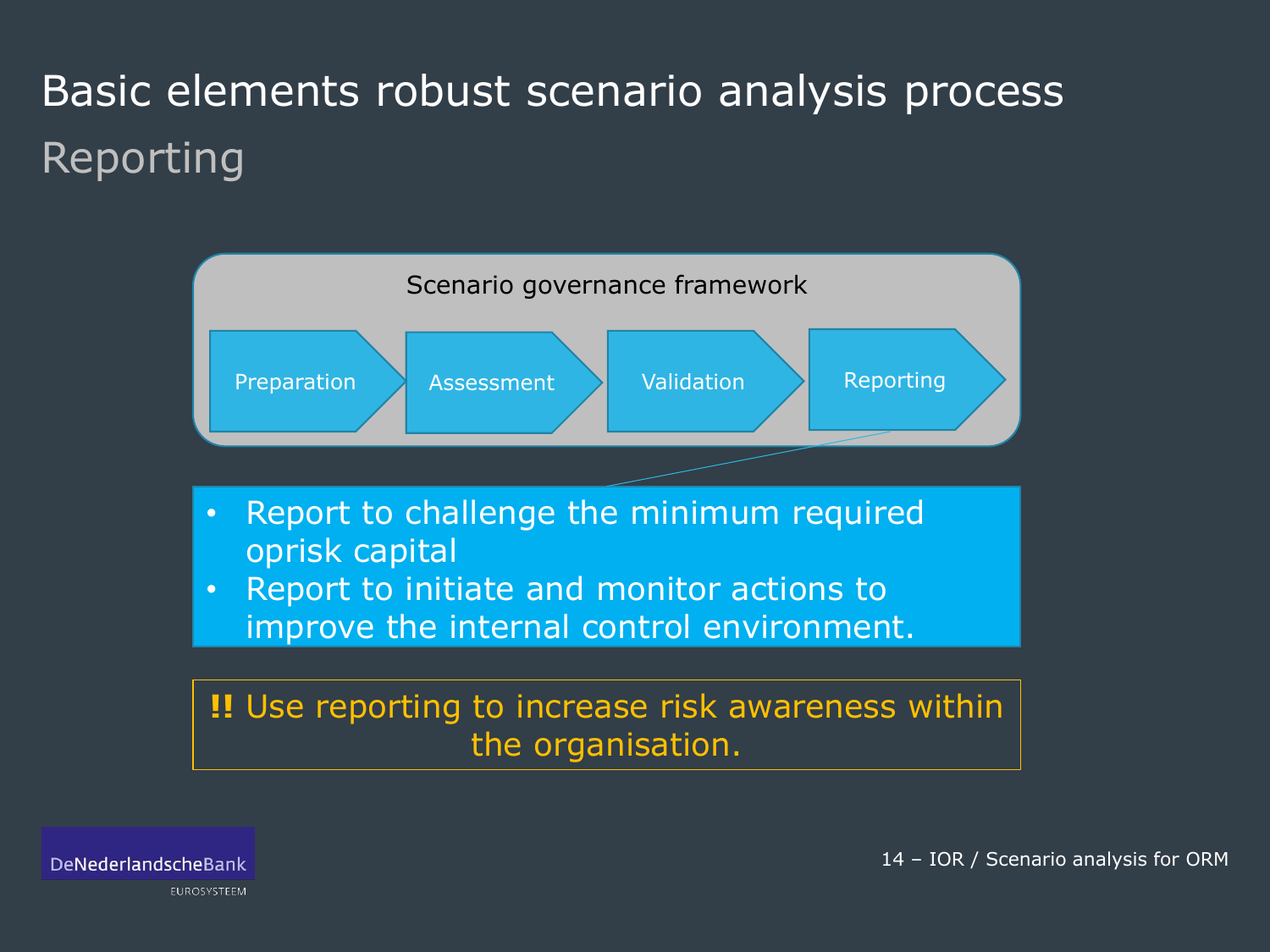# Basic elements robust scenario analysis process

## Reporting

Scenario governance framework

Preparation → Assessment → Validation → Reporting

- Report to challenge the minimum required oprisk capital
- Report to initiate and monitor actions to improve the internal control environment.

**!!** Use reporting to increase risk awareness within the organisation.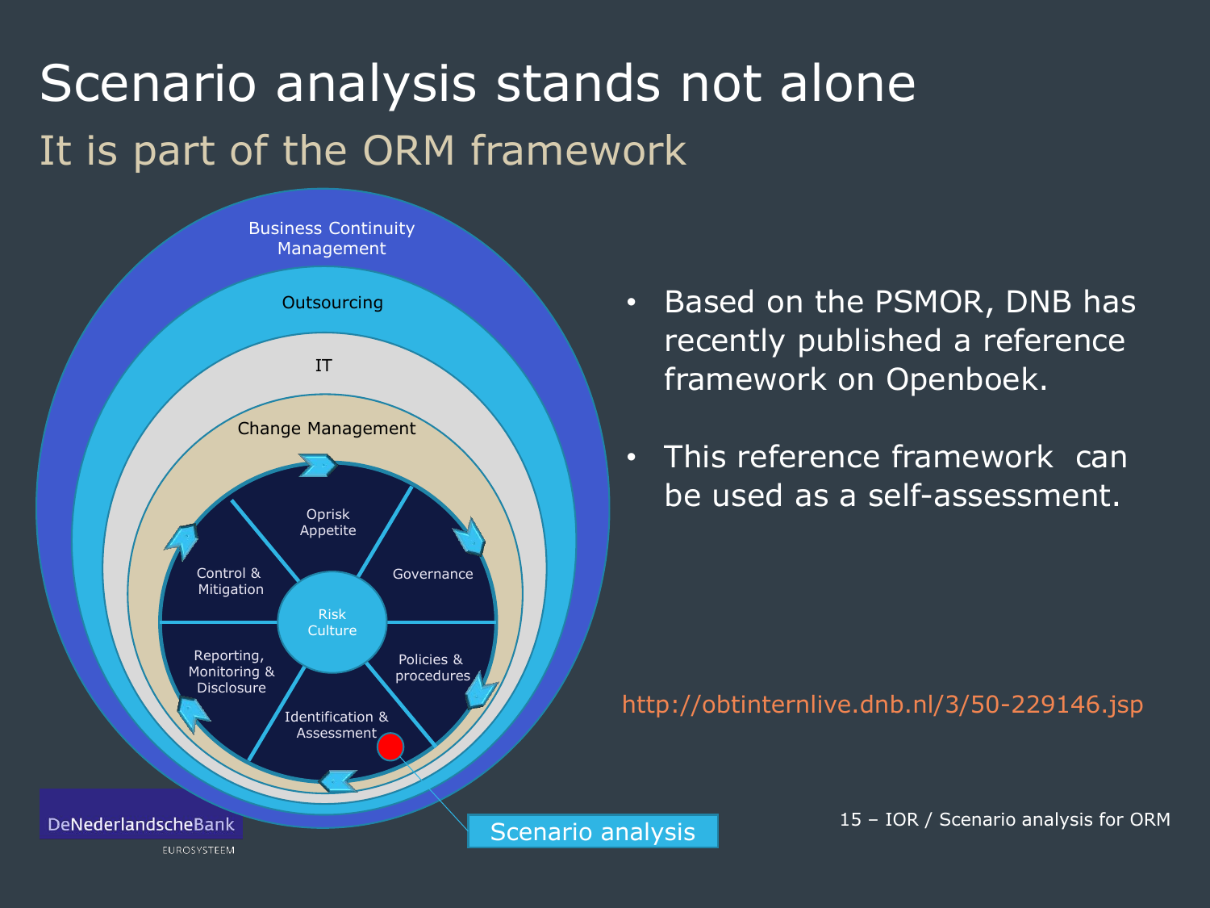# Scenario analysis stands not alone

## It is part of the ORM framework

Business Continuity Management

Outsourcing

IT

Change Management

Oprisk Appetite

Governance

Policies & procedures

Identification & Assessment

Reporting, Monitoring & Disclosure

Control & Mitigation

Risk Culture

Scenario analysis

- Based on the PSMOR, DNB has recently published a reference framework on Openboek.
- This reference framework can be used as a self-assessment.

http://obtinternlive.dnb.nl/3/50-229146.jsp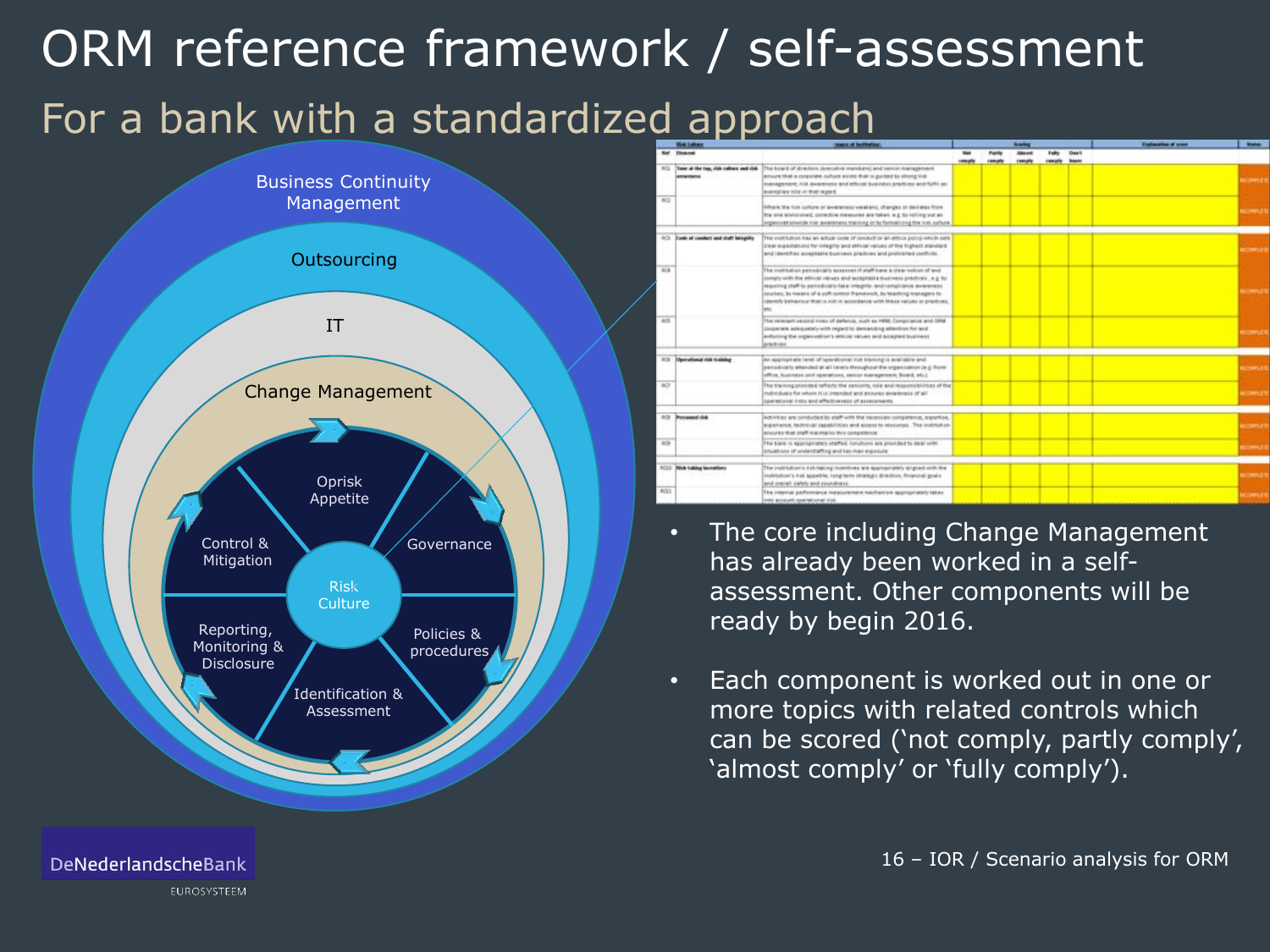# ORM reference framework / self-assessment

## For a bank with a standardized approach

Business Continuity Management

Outsourcing

IT

Change Management

Oprisk Appetite

Governance

Policies & procedures

Identification & Assessment

Reporting, Monitoring & Disclosure

Control & Mitigation

Risk Culture

- The core including Change Management has already been worked in a self-assessment. Other components will be ready by begin 2016.
- Each component is worked out in one or more topics with related controls which can be scored ('not comply, partly comply', 'almost comply' or 'fully comply').

DeNederlandscheBank

EUROSYSTEEM

16 – IOR / Scenario analysis for ORM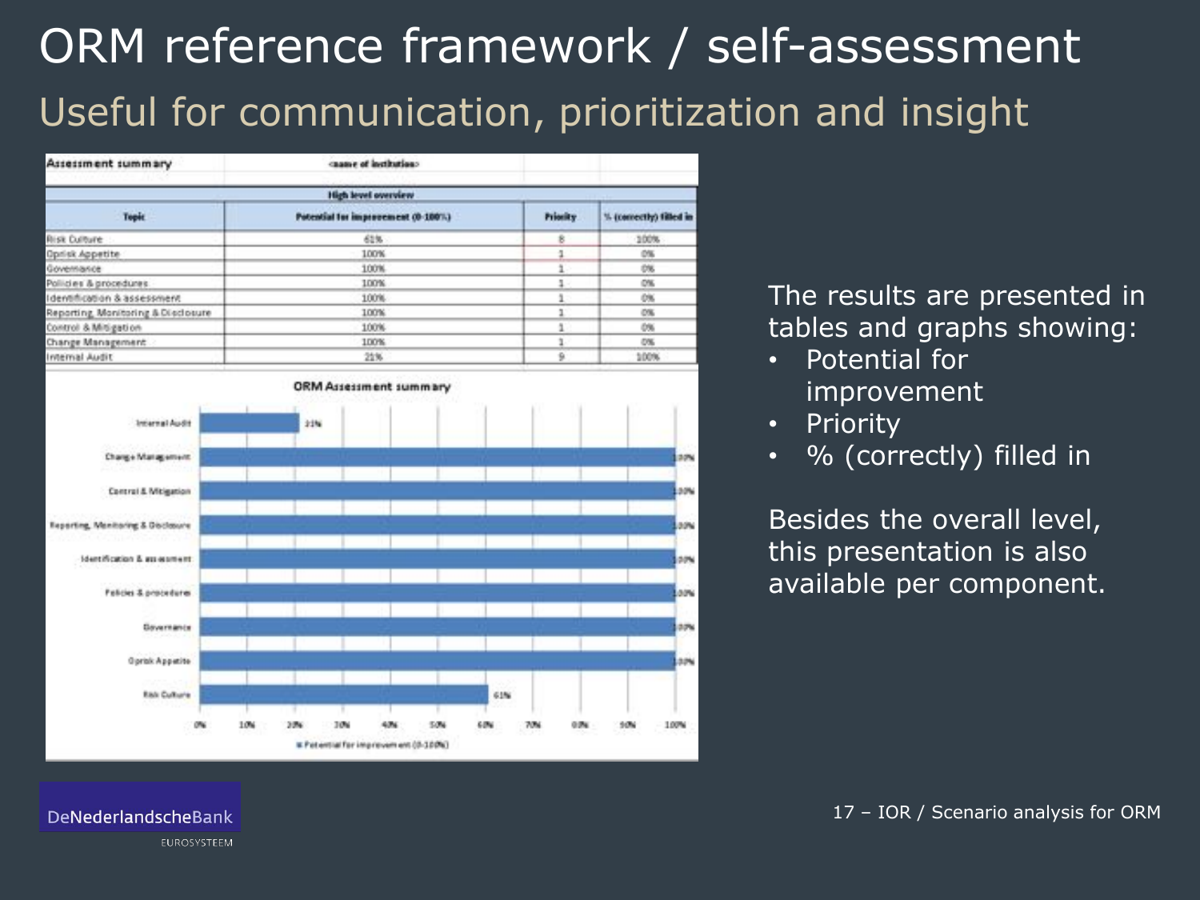# ORM reference framework / self-assessment

## Useful for communication, prioritization and insight

**Assessment summary** <name of institution>

| High level overview | | | |
|---|---|---|---|
| **Topic** | **Potential for improvement (0-100%)** | **Priority** | **% (correctly) filled in** |
| Risk Culture | 61% | 8 | 100% |
| Oprisk Appetite | 100% | 1 | 0% |
| Governance | 100% | 1 | 0% |
| Policies & procedures | 100% | 1 | 0% |
| Identification & assessment | 100% | 1 | 0% |
| Reporting, Monitoring & Disclosure | 100% | 1 | 0% |
| Control & Mitigation | 100% | 1 | 0% |
| Change Management | 100% | 1 | 0% |
| Internal Audit | 21% | 9 | 100% |

**ORM Assessment summary**

| Topic | Potential for improvement (0-100%) |
|---|---|
| Internal Audit | 21% |
| Change Management | 100% |
| Control & Mitigation | 100% |
| Reporting, Monitoring & Disclosure | 100% |
| Identification & assessment | 100% |
| Policies & procedures | 100% |
| Governance | 100% |
| Oprisk Appetite | 100% |
| Risk Culture | 61% |

The results are presented in tables and graphs showing:

- Potential for improvement
- Priority
- % (correctly) filled in

Besides the overall level, this presentation is also available per component.

DeNederlandscheBank
EUROSYSTEEM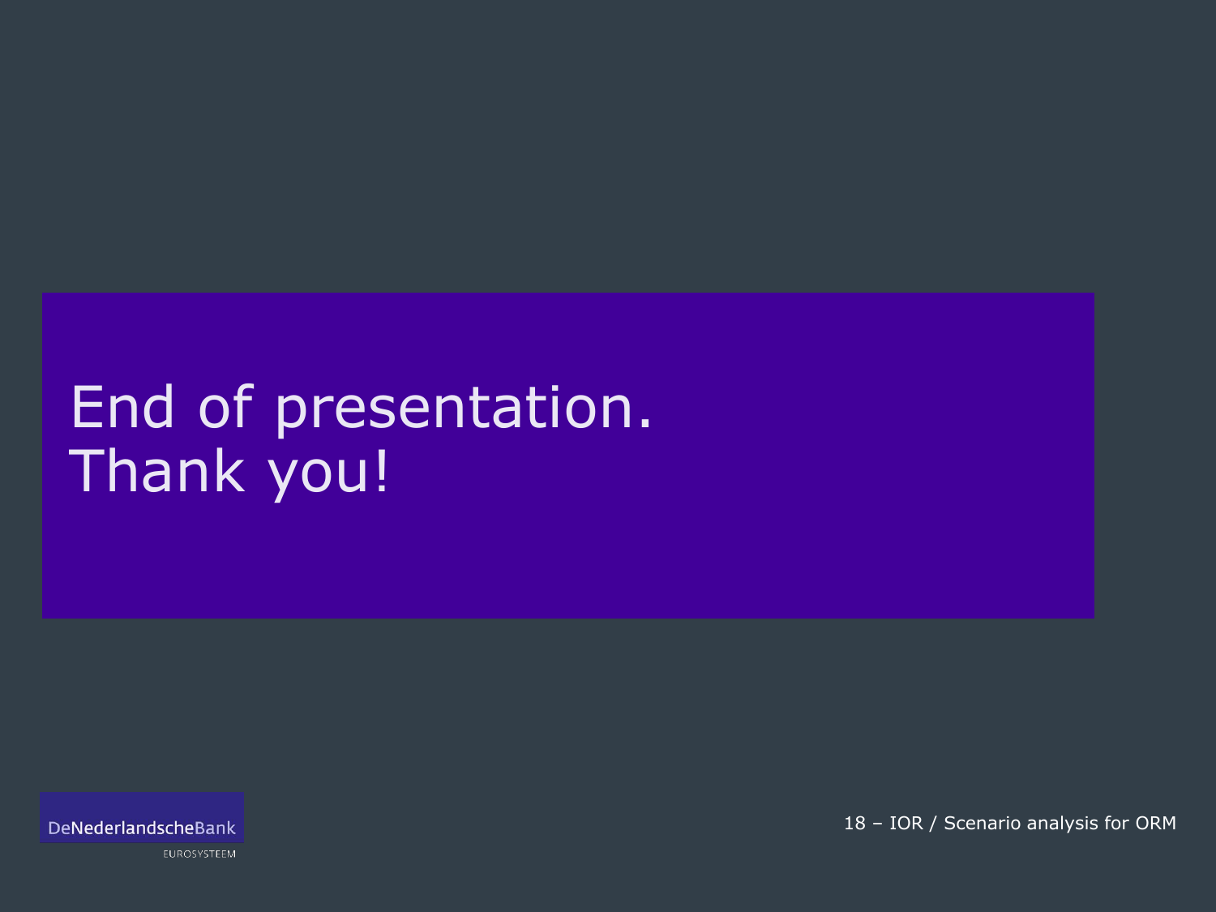# End of presentation.
# Thank you!